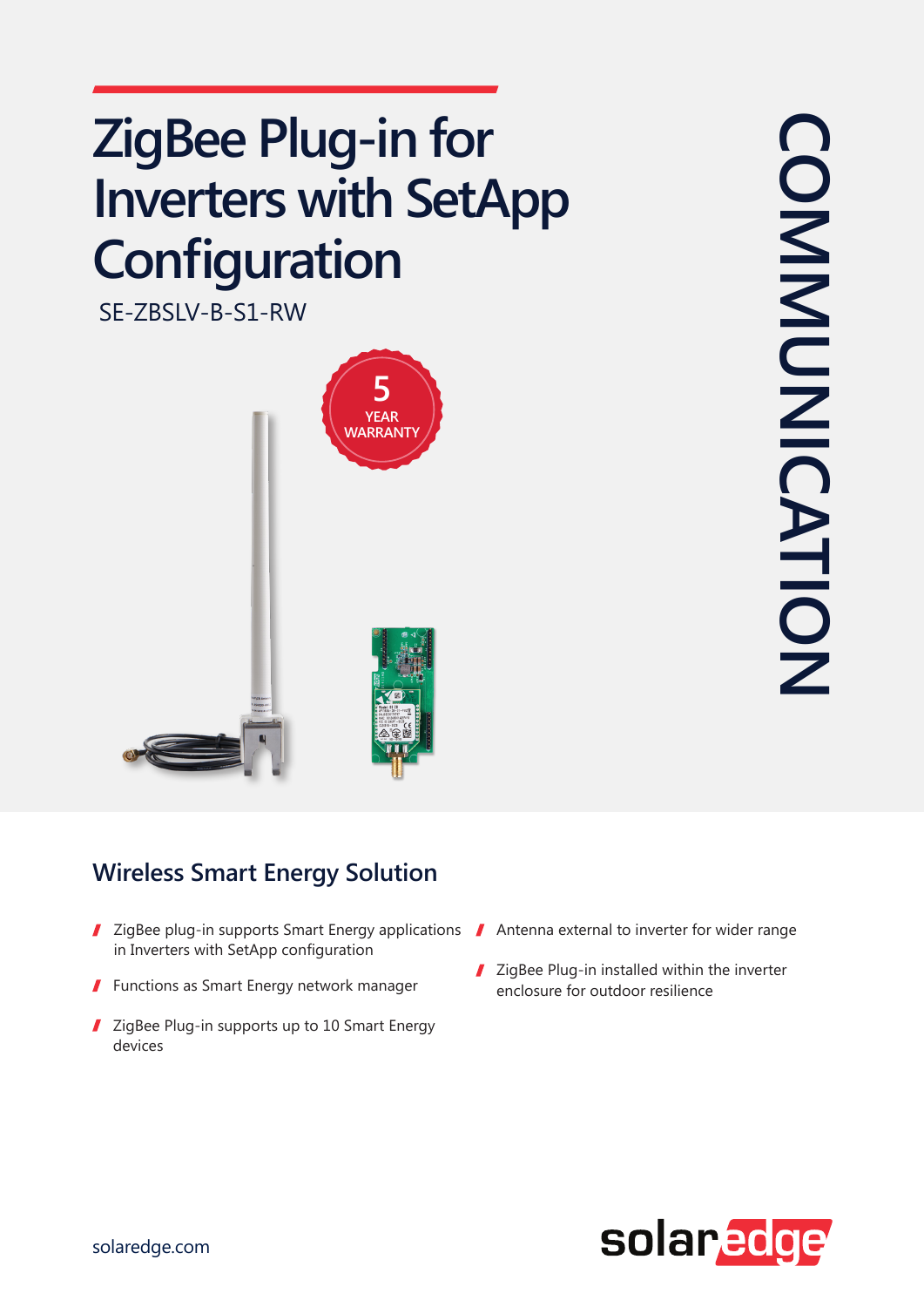# ZigBee Plug-in for Inverters with SetApp Configuration

SE-ZBSLV-B-S1-RW

5 YEAR WARRANTY

COMMUNICATION

## Wireless Smart Energy Solution

- ZigBee plug-in supports Smart Energy applications in Inverters with SetApp configuration
- Functions as Smart Energy network manager
- ZigBee Plug-in supports up to 10 Smart Energy devices
- Antenna external to inverter for wider range
- ZigBee Plug-in installed within the inverter enclosure for outdoor resilience

solaredge.com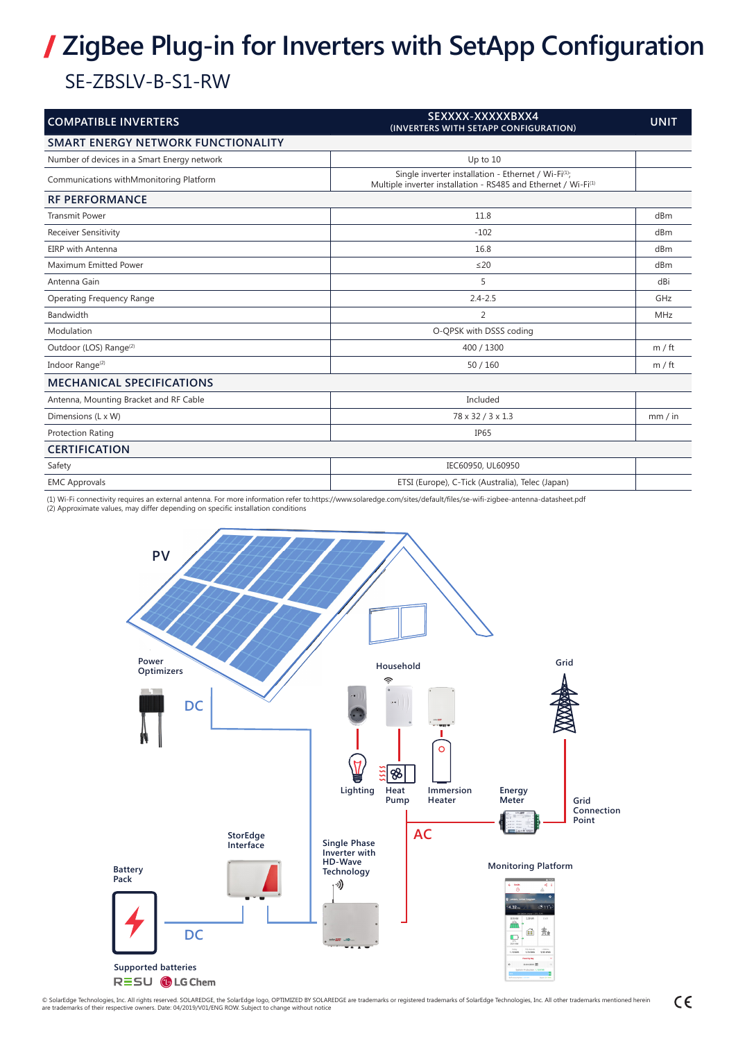# / ZigBee Plug-in for Inverters with SetApp Configuration

## SE-ZBSLV-B-S1-RW

| COMPATIBLE INVERTERS | SEXXXX-XXXXXBXX4 (INVERTERS WITH SETAPP CONFIGURATION) | UNIT |
|---|---|---|
| **SMART ENERGY NETWORK FUNCTIONALITY** | | |
| Number of devices in a Smart Energy network | Up to 10 | |
| Communications withMmonitoring Platform | Single inverter installation - Ethernet / Wi-Fi[1]; Multiple inverter installation - RS485 and Ethernet / Wi-Fi[1] | |
| **RF PERFORMANCE** | | |
| Transmit Power | 11.8 | dBm |
| Receiver Sensitivity | -102 | dBm |
| EIRP with Antenna | 16.8 | dBm |
| Maximum Emitted Power | ≤20 | dBm |
| Antenna Gain | 5 | dBi |
| Operating Frequency Range | 2.4-2.5 | GHz |
| Bandwidth | 2 | MHz |
| Modulation | O-QPSK with DSSS coding | |
| Outdoor (LOS) Range[2] | 400 / 1300 | m / ft |
| Indoor Range[2] | 50 / 160 | m / ft |
| **MECHANICAL SPECIFICATIONS** | | |
| Antenna, Mounting Bracket and RF Cable | Included | |
| Dimensions (L x W) | 78 x 32 / 3 x 1.3 | mm / in |
| Protection Rating | IP65 | |
| **CERTIFICATION** | | |
| Safety | IEC60950, UL60950 | |
| EMC Approvals | ETSI (Europe), C-Tick (Australia), Telec (Japan) | |

(1) Wi-Fi connectivity requires an external antenna. For more information refer to:https://www.solaredge.com/sites/default/files/se-wifi-zigbee-antenna-datasheet.pdf
(2) Approximate values, may differ depending on specific installation conditions

PV

Power Optimizers

DC

Household

Grid

Lighting

Heat Pump

Immersion Heater

Energy Meter

Grid Connection Point

AC

StorEdge Interface

Single Phase Inverter with HD-Wave Technology

Monitoring Platform

Battery Pack

DC

Supported batteries

RESU LG Chem

© SolarEdge Technologies, Inc. All rights reserved. SOLAREDGE, the SolarEdge logo, OPTIMIZED BY SOLAREDGE are trademarks or registered trademarks of SolarEdge Technologies, Inc. All other trademarks mentioned herein are trademarks of their respective owners. Date: 04/2019/V01/ENG ROW. Subject to change without notice

CE